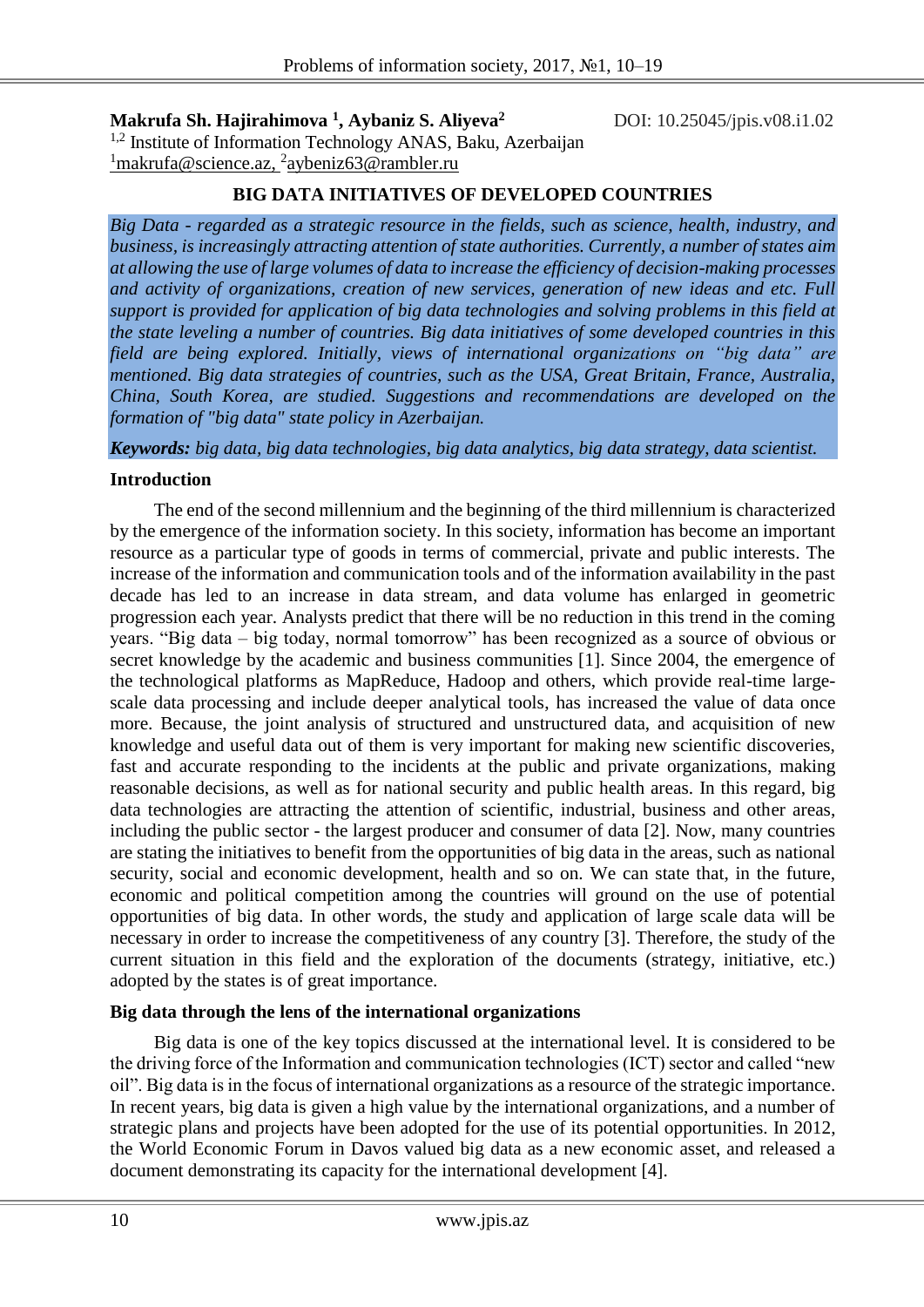**Makrufa Sh. Hajirahimova [1], Aybaniz S. Aliyeva[2]** DOI: 10.25045/jpis.v08.i1.02

[1,2] Institute of Information Technology ANAS, Baku, Azerbaijan

[1]makrufa@science.az, [2]aybeniz63@rambler.ru

# BIG DATA INITIATIVES OF DEVELOPED COUNTRIES

*Big Data - regarded as a strategic resource in the fields, such as science, health, industry, and business, is increasingly attracting attention of state authorities. Currently, a number of states aim at allowing the use of large volumes of data to increase the efficiency of decision-making processes and activity of organizations, creation of new services, generation of new ideas and etc. Full support is provided for application of big data technologies and solving problems in this field at the state leveling a number of countries. Big data initiatives of some developed countries in this field are being explored. Initially, views of international organizations on "big data" are mentioned. Big data strategies of countries, such as the USA, Great Britain, France, Australia, China, South Korea, are studied. Suggestions and recommendations are developed on the formation of "big data" state policy in Azerbaijan.*

***Keywords:*** *big data, big data technologies, big data analytics, big data strategy, data scientist.*

## Introduction

The end of the second millennium and the beginning of the third millennium is characterized by the emergence of the information society. In this society, information has become an important resource as a particular type of goods in terms of commercial, private and public interests. The increase of the information and communication tools and of the information availability in the past decade has led to an increase in data stream, and data volume has enlarged in geometric progression each year. Analysts predict that there will be no reduction in this trend in the coming years. "Big data – big today, normal tomorrow" has been recognized as a source of obvious or secret knowledge by the academic and business communities [1]. Since 2004, the emergence of the technological platforms as MapReduce, Hadoop and others, which provide real-time large-scale data processing and include deeper analytical tools, has increased the value of data once more. Because, the joint analysis of structured and unstructured data, and acquisition of new knowledge and useful data out of them is very important for making new scientific discoveries, fast and accurate responding to the incidents at the public and private organizations, making reasonable decisions, as well as for national security and public health areas. In this regard, big data technologies are attracting the attention of scientific, industrial, business and other areas, including the public sector - the largest producer and consumer of data [2]. Now, many countries are stating the initiatives to benefit from the opportunities of big data in the areas, such as national security, social and economic development, health and so on. We can state that, in the future, economic and political competition among the countries will ground on the use of potential opportunities of big data. In other words, the study and application of large scale data will be necessary in order to increase the competitiveness of any country [3]. Therefore, the study of the current situation in this field and the exploration of the documents (strategy, initiative, etc.) adopted by the states is of great importance.

## Big data through the lens of the international organizations

Big data is one of the key topics discussed at the international level. It is considered to be the driving force of the Information and communication technologies (ICT) sector and called "new oil". Big data is in the focus of international organizations as a resource of the strategic importance. In recent years, big data is given a high value by the international organizations, and a number of strategic plans and projects have been adopted for the use of its potential opportunities. In 2012, the World Economic Forum in Davos valued big data as a new economic asset, and released a document demonstrating its capacity for the international development [4].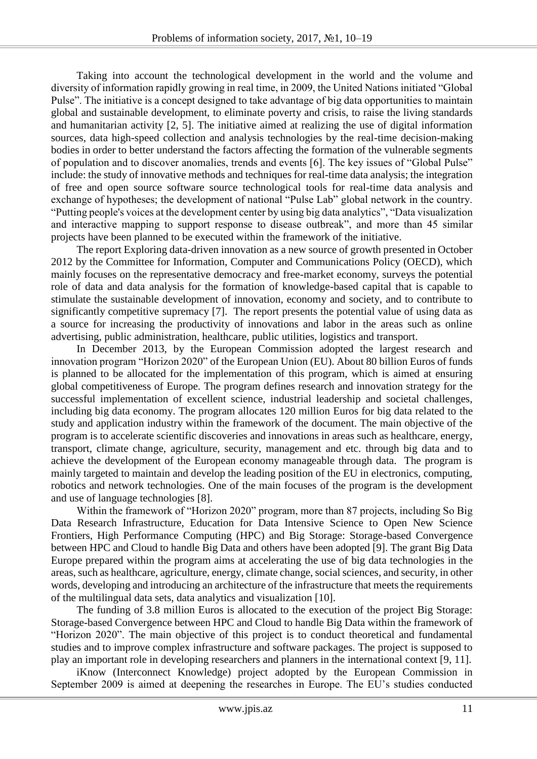Taking into account the technological development in the world and the volume and diversity of information rapidly growing in real time, in 2009, the United Nations initiated "Global Pulse". The initiative is a concept designed to take advantage of big data opportunities to maintain global and sustainable development, to eliminate poverty and crisis, to raise the living standards and humanitarian activity [2, 5]. The initiative aimed at realizing the use of digital information sources, data high-speed collection and analysis technologies by the real-time decision-making bodies in order to better understand the factors affecting the formation of the vulnerable segments of population and to discover anomalies, trends and events [6]. The key issues of "Global Pulse" include: the study of innovative methods and techniques for real-time data analysis; the integration of free and open source software source technological tools for real-time data analysis and exchange of hypotheses; the development of national "Pulse Lab" global network in the country. "Putting people's voices at the development center by using big data analytics", "Data visualization and interactive mapping to support response to disease outbreak", and more than 45 similar projects have been planned to be executed within the framework of the initiative.

The report Exploring data-driven innovation as a new source of growth presented in October 2012 by the Committee for Information, Computer and Communications Policy (OECD), which mainly focuses on the representative democracy and free-market economy, surveys the potential role of data and data analysis for the formation of knowledge-based capital that is capable to stimulate the sustainable development of innovation, economy and society, and to contribute to significantly competitive supremacy [7]. The report presents the potential value of using data as a source for increasing the productivity of innovations and labor in the areas such as online advertising, public administration, healthcare, public utilities, logistics and transport.

In December 2013, by the European Commission adopted the largest research and innovation program "Horizon 2020" of the European Union (EU). About 80 billion Euros of funds is planned to be allocated for the implementation of this program, which is aimed at ensuring global competitiveness of Europe. The program defines research and innovation strategy for the successful implementation of excellent science, industrial leadership and societal challenges, including big data economy. The program allocates 120 million Euros for big data related to the study and application industry within the framework of the document. The main objective of the program is to accelerate scientific discoveries and innovations in areas such as healthcare, energy, transport, climate change, agriculture, security, management and etc. through big data and to achieve the development of the European economy manageable through data. The program is mainly targeted to maintain and develop the leading position of the EU in electronics, computing, robotics and network technologies. One of the main focuses of the program is the development and use of language technologies [8].

Within the framework of "Horizon 2020" program, more than 87 projects, including So Big Data Research Infrastructure, Education for Data Intensive Science to Open New Science Frontiers, High Performance Computing (HPC) and Big Storage: Storage-based Convergence between HPC and Cloud to handle Big Data and others have been adopted [9]. The grant Big Data Europe prepared within the program aims at accelerating the use of big data technologies in the areas, such as healthcare, agriculture, energy, climate change, social sciences, and security, in other words, developing and introducing an architecture of the infrastructure that meets the requirements of the multilingual data sets, data analytics and visualization [10].

The funding of 3.8 million Euros is allocated to the execution of the project Big Storage: Storage-based Convergence between HPC and Cloud to handle Big Data within the framework of "Horizon 2020". The main objective of this project is to conduct theoretical and fundamental studies and to improve complex infrastructure and software packages. The project is supposed to play an important role in developing researchers and planners in the international context [9, 11].

iKnow (Interconnect Knowledge) project adopted by the European Commission in September 2009 is aimed at deepening the researches in Europe. The EU's studies conducted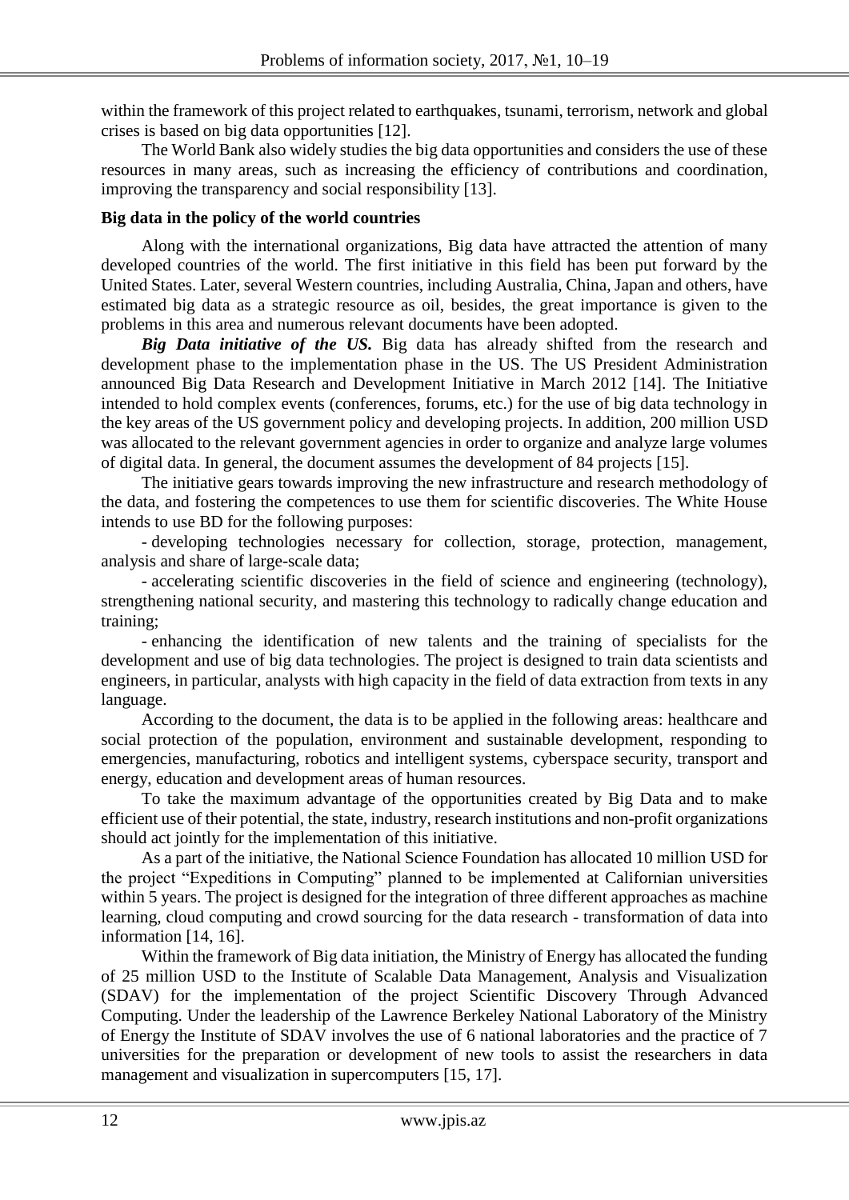within the framework of this project related to earthquakes, tsunami, terrorism, network and global crises is based on big data opportunities [12].

The World Bank also widely studies the big data opportunities and considers the use of these resources in many areas, such as increasing the efficiency of contributions and coordination, improving the transparency and social responsibility [13].

**Big data in the policy of the world countries**

Along with the international organizations, Big data have attracted the attention of many developed countries of the world. The first initiative in this field has been put forward by the United States. Later, several Western countries, including Australia, China, Japan and others, have estimated big data as a strategic resource as oil, besides, the great importance is given to the problems in this area and numerous relevant documents have been adopted.

***Big Data initiative of the US.*** Big data has already shifted from the research and development phase to the implementation phase in the US. The US President Administration announced Big Data Research and Development Initiative in March 2012 [14]. The Initiative intended to hold complex events (conferences, forums, etc.) for the use of big data technology in the key areas of the US government policy and developing projects. In addition, 200 million USD was allocated to the relevant government agencies in order to organize and analyze large volumes of digital data. In general, the document assumes the development of 84 projects [15].

The initiative gears towards improving the new infrastructure and research methodology of the data, and fostering the competences to use them for scientific discoveries. The White House intends to use BD for the following purposes:

- developing technologies necessary for collection, storage, protection, management, analysis and share of large-scale data;
- accelerating scientific discoveries in the field of science and engineering (technology), strengthening national security, and mastering this technology to radically change education and training;
- enhancing the identification of new talents and the training of specialists for the development and use of big data technologies. The project is designed to train data scientists and engineers, in particular, analysts with high capacity in the field of data extraction from texts in any language.

According to the document, the data is to be applied in the following areas: healthcare and social protection of the population, environment and sustainable development, responding to emergencies, manufacturing, robotics and intelligent systems, cyberspace security, transport and energy, education and development areas of human resources.

To take the maximum advantage of the opportunities created by Big Data and to make efficient use of their potential, the state, industry, research institutions and non-profit organizations should act jointly for the implementation of this initiative.

As a part of the initiative, the National Science Foundation has allocated 10 million USD for the project "Expeditions in Computing" planned to be implemented at Californian universities within 5 years. The project is designed for the integration of three different approaches as machine learning, cloud computing and crowd sourcing for the data research - transformation of data into information [14, 16].

Within the framework of Big data initiation, the Ministry of Energy has allocated the funding of 25 million USD to the Institute of Scalable Data Management, Analysis and Visualization (SDAV) for the implementation of the project Scientific Discovery Through Advanced Computing. Under the leadership of the Lawrence Berkeley National Laboratory of the Ministry of Energy the Institute of SDAV involves the use of 6 national laboratories and the practice of 7 universities for the preparation or development of new tools to assist the researchers in data management and visualization in supercomputers [15, 17].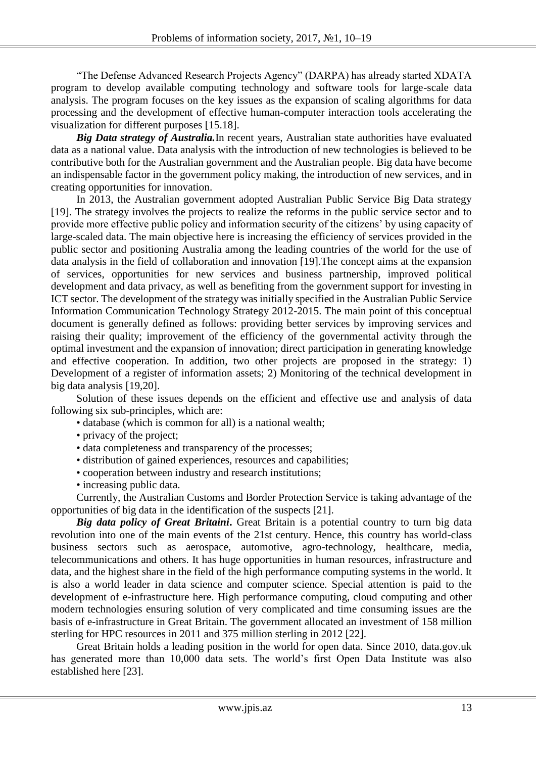"The Defense Advanced Research Projects Agency" (DARPA) has already started XDATA program to develop available computing technology and software tools for large-scale data analysis. The program focuses on the key issues as the expansion of scaling algorithms for data processing and the development of effective human-computer interaction tools accelerating the visualization for different purposes [15.18].

***Big Data strategy of Australia.***In recent years, Australian state authorities have evaluated data as a national value. Data analysis with the introduction of new technologies is believed to be contributive both for the Australian government and the Australian people. Big data have become an indispensable factor in the government policy making, the introduction of new services, and in creating opportunities for innovation.

In 2013, the Australian government adopted Australian Public Service Big Data strategy [19]. The strategy involves the projects to realize the reforms in the public service sector and to provide more effective public policy and information security of the citizens' by using capacity of large-scaled data. The main objective here is increasing the efficiency of services provided in the public sector and positioning Australia among the leading countries of the world for the use of data analysis in the field of collaboration and innovation [19].The concept aims at the expansion of services, opportunities for new services and business partnership, improved political development and data privacy, as well as benefiting from the government support for investing in ICT sector. The development of the strategy was initially specified in the Australian Public Service Information Communication Technology Strategy 2012-2015. The main point of this conceptual document is generally defined as follows: providing better services by improving services and raising their quality; improvement of the efficiency of the governmental activity through the optimal investment and the expansion of innovation; direct participation in generating knowledge and effective cooperation. In addition, two other projects are proposed in the strategy: 1) Development of a register of information assets; 2) Monitoring of the technical development in big data analysis [19,20].

Solution of these issues depends on the efficient and effective use and analysis of data following six sub-principles, which are:

- database (which is common for all) is a national wealth;
- privacy of the project;
- data completeness and transparency of the processes;
- distribution of gained experiences, resources and capabilities;
- cooperation between industry and research institutions;
- increasing public data.

Currently, the Australian Customs and Border Protection Service is taking advantage of the opportunities of big data in the identification of the suspects [21].

***Big data policy of Great Britaini*.** Great Britain is a potential country to turn big data revolution into one of the main events of the 21st century. Hence, this country has world-class business sectors such as aerospace, automotive, agro-technology, healthcare, media, telecommunications and others. It has huge opportunities in human resources, infrastructure and data, and the highest share in the field of the high performance computing systems in the world. It is also a world leader in data science and computer science. Special attention is paid to the development of e-infrastructure here. High performance computing, cloud computing and other modern technologies ensuring solution of very complicated and time consuming issues are the basis of e-infrastructure in Great Britain. The government allocated an investment of 158 million sterling for HPC resources in 2011 and 375 million sterling in 2012 [22].

Great Britain holds a leading position in the world for open data. Since 2010, data.gov.uk has generated more than 10,000 data sets. The world's first Open Data Institute was also established here [23].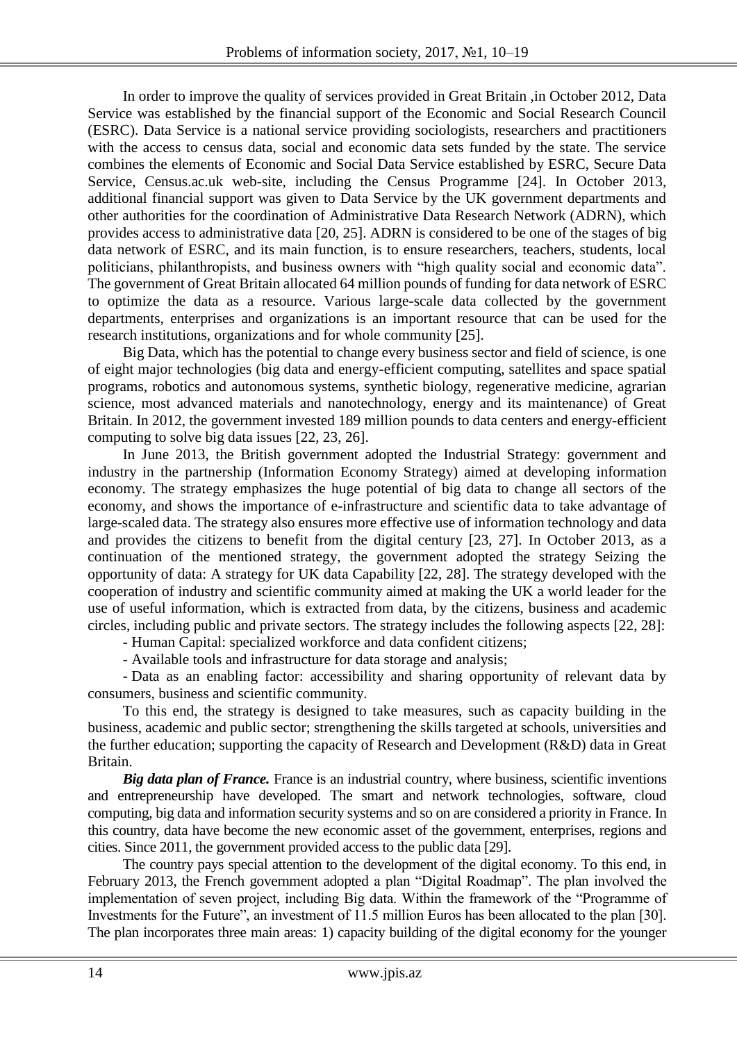In order to improve the quality of services provided in Great Britain ,in October 2012, Data Service was established by the financial support of the Economic and Social Research Council (ESRC). Data Service is a national service providing sociologists, researchers and practitioners with the access to census data, social and economic data sets funded by the state. The service combines the elements of Economic and Social Data Service established by ESRC, Secure Data Service, Census.ac.uk web-site, including the Census Programme [24]. In October 2013, additional financial support was given to Data Service by the UK government departments and other authorities for the coordination of Administrative Data Research Network (ADRN), which provides access to administrative data [20, 25]. ADRN is considered to be one of the stages of big data network of ESRC, and its main function, is to ensure researchers, teachers, students, local politicians, philanthropists, and business owners with "high quality social and economic data". The government of Great Britain allocated 64 million pounds of funding for data network of ESRC to optimize the data as a resource. Various large-scale data collected by the government departments, enterprises and organizations is an important resource that can be used for the research institutions, organizations and for whole community [25].

Big Data, which has the potential to change every business sector and field of science, is one of eight major technologies (big data and energy-efficient computing, satellites and space spatial programs, robotics and autonomous systems, synthetic biology, regenerative medicine, agrarian science, most advanced materials and nanotechnology, energy and its maintenance) of Great Britain. In 2012, the government invested 189 million pounds to data centers and energy-efficient computing to solve big data issues [22, 23, 26].

In June 2013, the British government adopted the Industrial Strategy: government and industry in the partnership (Information Economy Strategy) aimed at developing information economy. The strategy emphasizes the huge potential of big data to change all sectors of the economy, and shows the importance of e-infrastructure and scientific data to take advantage of large-scaled data. The strategy also ensures more effective use of information technology and data and provides the citizens to benefit from the digital century [23, 27]. In October 2013, as a continuation of the mentioned strategy, the government adopted the strategy Seizing the opportunity of data: A strategy for UK data Capability [22, 28]. The strategy developed with the cooperation of industry and scientific community aimed at making the UK a world leader for the use of useful information, which is extracted from data, by the citizens, business and academic circles, including public and private sectors. The strategy includes the following aspects [22, 28]:

- Human Capital: specialized workforce and data confident citizens;
- Available tools and infrastructure for data storage and analysis;
- Data as an enabling factor: accessibility and sharing opportunity of relevant data by consumers, business and scientific community.

To this end, the strategy is designed to take measures, such as capacity building in the business, academic and public sector; strengthening the skills targeted at schools, universities and the further education; supporting the capacity of Research and Development (R&D) data in Great Britain.

***Big data plan of France.*** France is an industrial country, where business, scientific inventions and entrepreneurship have developed. The smart and network technologies, software, cloud computing, big data and information security systems and so on are considered a priority in France. In this country, data have become the new economic asset of the government, enterprises, regions and cities. Since 2011, the government provided access to the public data [29].

The country pays special attention to the development of the digital economy. To this end, in February 2013, the French government adopted a plan "Digital Roadmap". The plan involved the implementation of seven project, including Big data. Within the framework of the "Programme of Investments for the Future", an investment of 11.5 million Euros has been allocated to the plan [30]. The plan incorporates three main areas: 1) capacity building of the digital economy for the younger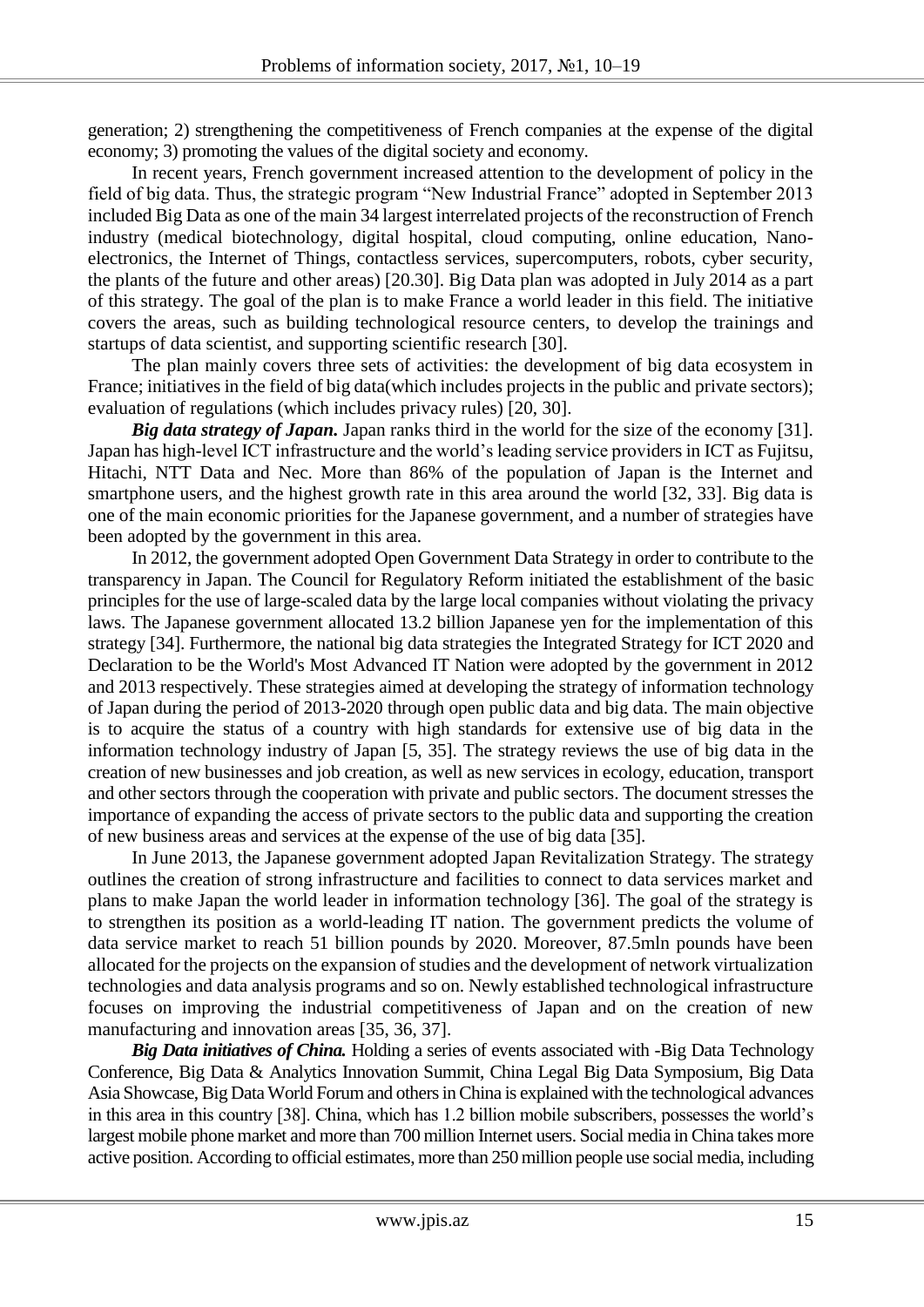generation; 2) strengthening the competitiveness of French companies at the expense of the digital economy; 3) promoting the values of the digital society and economy.

In recent years, French government increased attention to the development of policy in the field of big data. Thus, the strategic program "New Industrial France" adopted in September 2013 included Big Data as one of the main 34 largest interrelated projects of the reconstruction of French industry (medical biotechnology, digital hospital, cloud computing, online education, Nano-electronics, the Internet of Things, contactless services, supercomputers, robots, cyber security, the plants of the future and other areas) [20.30]. Big Data plan was adopted in July 2014 as a part of this strategy. The goal of the plan is to make France a world leader in this field. The initiative covers the areas, such as building technological resource centers, to develop the trainings and startups of data scientist, and supporting scientific research [30].

The plan mainly covers three sets of activities: the development of big data ecosystem in France; initiatives in the field of big data(which includes projects in the public and private sectors); evaluation of regulations (which includes privacy rules) [20, 30].

***Big data strategy of Japan.*** Japan ranks third in the world for the size of the economy [31]. Japan has high-level ICT infrastructure and the world's leading service providers in ICT as Fujitsu, Hitachi, NTT Data and Nec. More than 86% of the population of Japan is the Internet and smartphone users, and the highest growth rate in this area around the world [32, 33]. Big data is one of the main economic priorities for the Japanese government, and a number of strategies have been adopted by the government in this area.

In 2012, the government adopted Open Government Data Strategy in order to contribute to the transparency in Japan. The Council for Regulatory Reform initiated the establishment of the basic principles for the use of large-scaled data by the large local companies without violating the privacy laws. The Japanese government allocated 13.2 billion Japanese yen for the implementation of this strategy [34]. Furthermore, the national big data strategies the Integrated Strategy for ICT 2020 and Declaration to be the World's Most Advanced IT Nation were adopted by the government in 2012 and 2013 respectively. These strategies aimed at developing the strategy of information technology of Japan during the period of 2013-2020 through open public data and big data. The main objective is to acquire the status of a country with high standards for extensive use of big data in the information technology industry of Japan [5, 35]. The strategy reviews the use of big data in the creation of new businesses and job creation, as well as new services in ecology, education, transport and other sectors through the cooperation with private and public sectors. The document stresses the importance of expanding the access of private sectors to the public data and supporting the creation of new business areas and services at the expense of the use of big data [35].

In June 2013, the Japanese government adopted Japan Revitalization Strategy. The strategy outlines the creation of strong infrastructure and facilities to connect to data services market and plans to make Japan the world leader in information technology [36]. The goal of the strategy is to strengthen its position as a world-leading IT nation. The government predicts the volume of data service market to reach 51 billion pounds by 2020. Moreover, 87.5mln pounds have been allocated for the projects on the expansion of studies and the development of network virtualization technologies and data analysis programs and so on. Newly established technological infrastructure focuses on improving the industrial competitiveness of Japan and on the creation of new manufacturing and innovation areas [35, 36, 37].

***Big Data initiatives of China.*** Holding a series of events associated with -Big Data Technology Conference, Big Data & Analytics Innovation Summit, China Legal Big Data Symposium, Big Data Asia Showcase, Big Data World Forum and others in China is explained with the technological advances in this area in this country [38]. China, which has 1.2 billion mobile subscribers, possesses the world's largest mobile phone market and more than 700 million Internet users. Social media in China takes more active position. According to official estimates, more than 250 million people use social media, including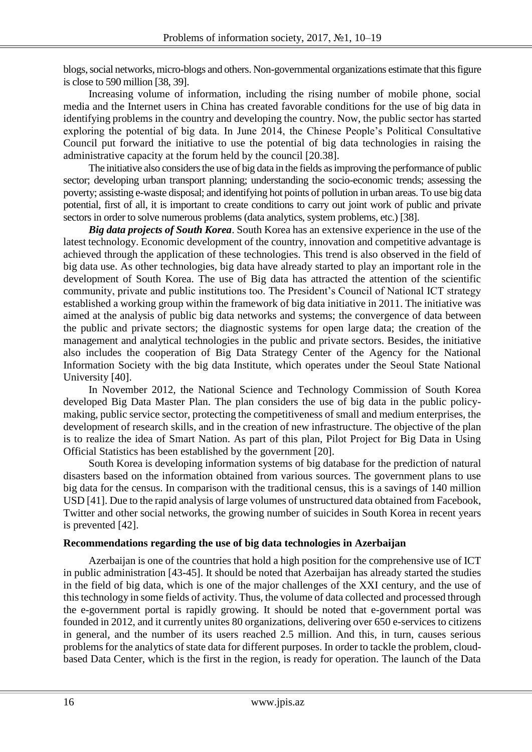blogs, social networks, micro-blogs and others. Non-governmental organizations estimate that this figure is close to 590 million [38, 39].

Increasing volume of information, including the rising number of mobile phone, social media and the Internet users in China has created favorable conditions for the use of big data in identifying problems in the country and developing the country. Now, the public sector has started exploring the potential of big data. In June 2014, the Chinese People's Political Consultative Council put forward the initiative to use the potential of big data technologies in raising the administrative capacity at the forum held by the council [20.38].

The initiative also considers the use of big data in the fields as improving the performance of public sector; developing urban transport planning; understanding the socio-economic trends; assessing the poverty; assisting e-waste disposal; and identifying hot points of pollution in urban areas. To use big data potential, first of all, it is important to create conditions to carry out joint work of public and private sectors in order to solve numerous problems (data analytics, system problems, etc.) [38].

***Big data projects of South Korea***. South Korea has an extensive experience in the use of the latest technology. Economic development of the country, innovation and competitive advantage is achieved through the application of these technologies. This trend is also observed in the field of big data use. As other technologies, big data have already started to play an important role in the development of South Korea. The use of Big data has attracted the attention of the scientific community, private and public institutions too. The President's Council of National ICT strategy established a working group within the framework of big data initiative in 2011. The initiative was aimed at the analysis of public big data networks and systems; the convergence of data between the public and private sectors; the diagnostic systems for open large data; the creation of the management and analytical technologies in the public and private sectors. Besides, the initiative also includes the cooperation of Big Data Strategy Center of the Agency for the National Information Society with the big data Institute, which operates under the Seoul State National University [40].

In November 2012, the National Science and Technology Commission of South Korea developed Big Data Master Plan. The plan considers the use of big data in the public policy-making, public service sector, protecting the competitiveness of small and medium enterprises, the development of research skills, and in the creation of new infrastructure. The objective of the plan is to realize the idea of Smart Nation. As part of this plan, Pilot Project for Big Data in Using Official Statistics has been established by the government [20].

South Korea is developing information systems of big database for the prediction of natural disasters based on the information obtained from various sources. The government plans to use big data for the census. In comparison with the traditional census, this is a savings of 140 million USD [41]. Due to the rapid analysis of large volumes of unstructured data obtained from Facebook, Twitter and other social networks, the growing number of suicides in South Korea in recent years is prevented [42].

### Recommendations regarding the use of big data technologies in Azerbaijan

Azerbaijan is one of the countries that hold a high position for the comprehensive use of ICT in public administration [43-45]. It should be noted that Azerbaijan has already started the studies in the field of big data, which is one of the major challenges of the XXI century, and the use of this technology in some fields of activity. Thus, the volume of data collected and processed through the e-government portal is rapidly growing. It should be noted that e-government portal was founded in 2012, and it currently unites 80 organizations, delivering over 650 e-services to citizens in general, and the number of its users reached 2.5 million. And this, in turn, causes serious problems for the analytics of state data for different purposes. In order to tackle the problem, cloud-based Data Center, which is the first in the region, is ready for operation. The launch of the Data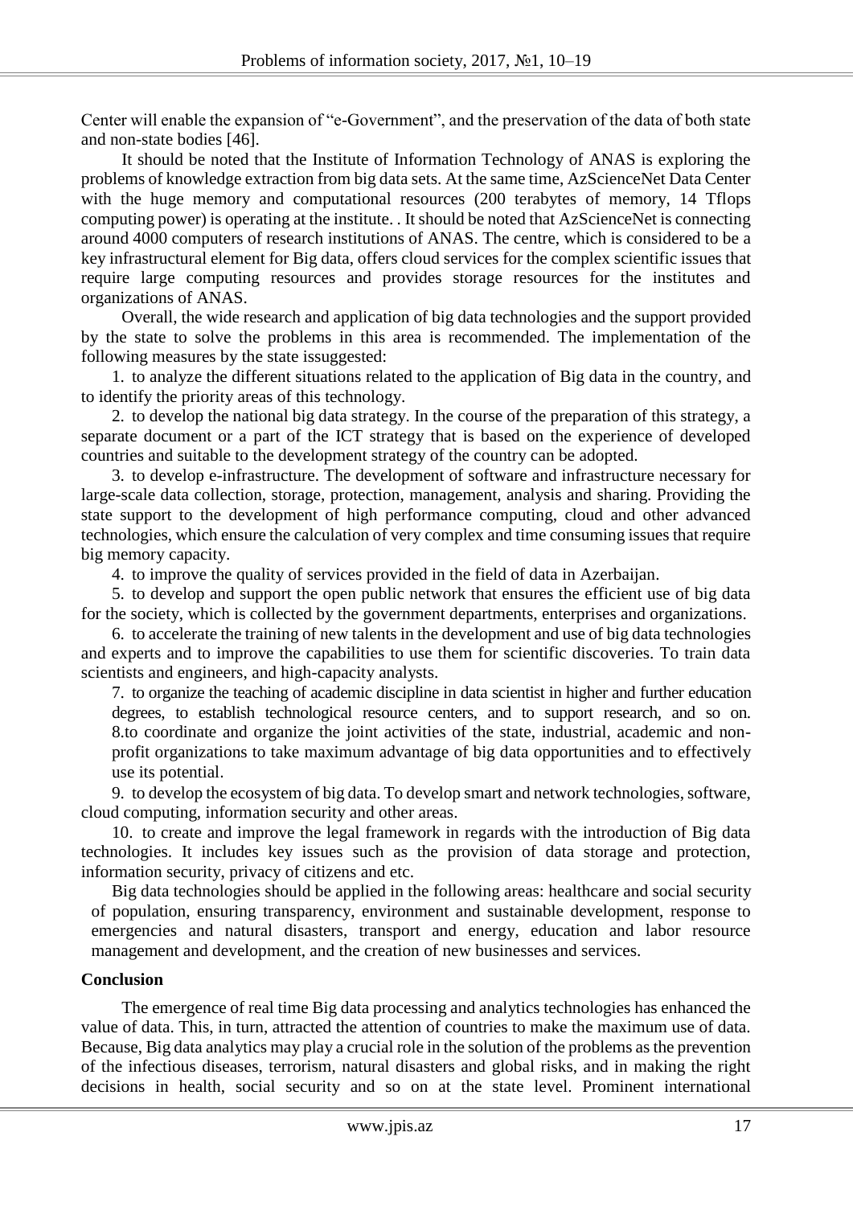Center will enable the expansion of "e-Government", and the preservation of the data of both state and non-state bodies [46].

It should be noted that the Institute of Information Technology of ANAS is exploring the problems of knowledge extraction from big data sets. At the same time, AzScienceNet Data Center with the huge memory and computational resources (200 terabytes of memory, 14 Tflops computing power) is operating at the institute. . It should be noted that AzScienceNet is connecting around 4000 computers of research institutions of ANAS. The centre, which is considered to be a key infrastructural element for Big data, offers cloud services for the complex scientific issues that require large computing resources and provides storage resources for the institutes and organizations of ANAS.

Overall, the wide research and application of big data technologies and the support provided by the state to solve the problems in this area is recommended. The implementation of the following measures by the state issuggested:

1. to analyze the different situations related to the application of Big data in the country, and to identify the priority areas of this technology.
2. to develop the national big data strategy. In the course of the preparation of this strategy, a separate document or a part of the ICT strategy that is based on the experience of developed countries and suitable to the development strategy of the country can be adopted.
3. to develop e-infrastructure. The development of software and infrastructure necessary for large-scale data collection, storage, protection, management, analysis and sharing. Providing the state support to the development of high performance computing, cloud and other advanced technologies, which ensure the calculation of very complex and time consuming issues that require big memory capacity.
4. to improve the quality of services provided in the field of data in Azerbaijan.
5. to develop and support the open public network that ensures the efficient use of big data for the society, which is collected by the government departments, enterprises and organizations.
6. to accelerate the training of new talents in the development and use of big data technologies and experts and to improve the capabilities to use them for scientific discoveries. To train data scientists and engineers, and high-capacity analysts.
7. to organize the teaching of academic discipline in data scientist in higher and further education degrees, to establish technological resource centers, and to support research, and so on.
8. to coordinate and organize the joint activities of the state, industrial, academic and non-profit organizations to take maximum advantage of big data opportunities and to effectively use its potential.
9. to develop the ecosystem of big data. To develop smart and network technologies, software, cloud computing, information security and other areas.
10. to create and improve the legal framework in regards with the introduction of Big data technologies. It includes key issues such as the provision of data storage and protection, information security, privacy of citizens and etc.

Big data technologies should be applied in the following areas: healthcare and social security of population, ensuring transparency, environment and sustainable development, response to emergencies and natural disasters, transport and energy, education and labor resource management and development, and the creation of new businesses and services.

## Conclusion

The emergence of real time Big data processing and analytics technologies has enhanced the value of data. This, in turn, attracted the attention of countries to make the maximum use of data. Because, Big data analytics may play a crucial role in the solution of the problems as the prevention of the infectious diseases, terrorism, natural disasters and global risks, and in making the right decisions in health, social security and so on at the state level. Prominent international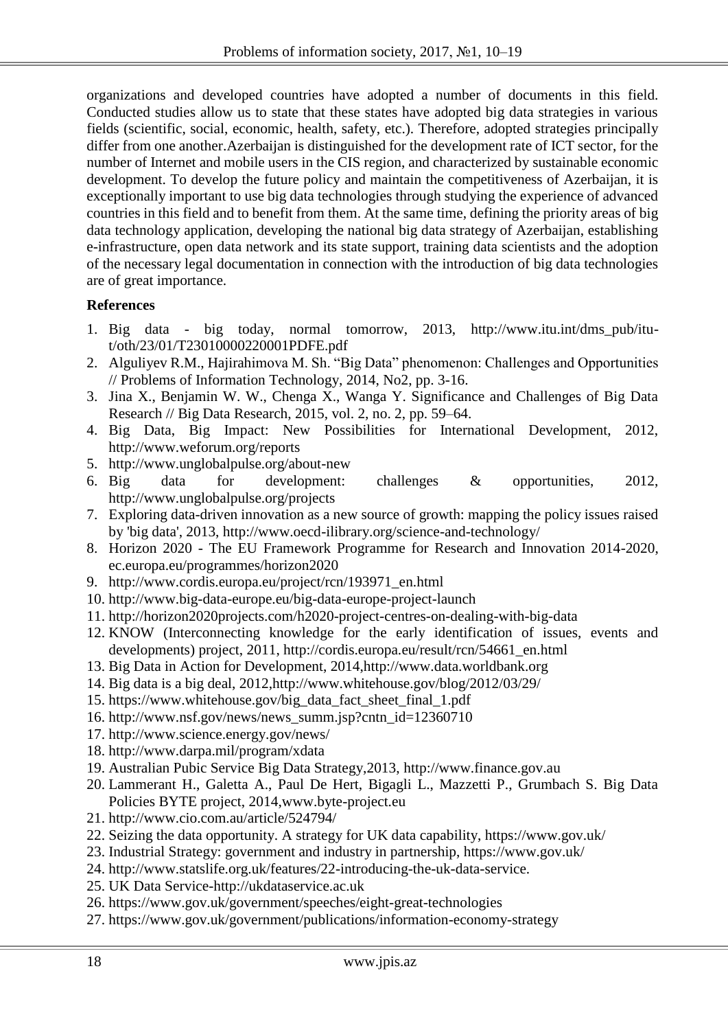organizations and developed countries have adopted a number of documents in this field. Conducted studies allow us to state that these states have adopted big data strategies in various fields (scientific, social, economic, health, safety, etc.). Therefore, adopted strategies principally differ from one another.Azerbaijan is distinguished for the development rate of ICT sector, for the number of Internet and mobile users in the CIS region, and characterized by sustainable economic development. To develop the future policy and maintain the competitiveness of Azerbaijan, it is exceptionally important to use big data technologies through studying the experience of advanced countries in this field and to benefit from them. At the same time, defining the priority areas of big data technology application, developing the national big data strategy of Azerbaijan, establishing e-infrastructure, open data network and its state support, training data scientists and the adoption of the necessary legal documentation in connection with the introduction of big data technologies are of great importance.

## References

1. Big data - big today, normal tomorrow, 2013, http://www.itu.int/dms_pub/itu-t/oth/23/01/T23010000220001PDFE.pdf
2. Alguliyev R.M., Hajirahimova M. Sh. "Big Data" phenomenon: Challenges and Opportunities // Problems of Information Technology, 2014, No2, pp. 3-16.
3. Jina X., Benjamin W. W., Chenga X., Wanga Y. Significance and Challenges of Big Data Research // Big Data Research, 2015, vol. 2, no. 2, pp. 59–64.
4. Big Data, Big Impact: New Possibilities for International Development, 2012, http://www.weforum.org/reports
5. http://www.unglobalpulse.org/about-new
6. Big data for development: challenges & opportunities, 2012, http://www.unglobalpulse.org/projects
7. Exploring data-driven innovation as a new source of growth: mapping the policy issues raised by 'big data', 2013, http://www.oecd-ilibrary.org/science-and-technology/
8. Horizon 2020 - The EU Framework Programme for Research and Innovation 2014-2020, ec.europa.eu/programmes/horizon2020
9. http://www.cordis.europa.eu/project/rcn/193971_en.html
10. http://www.big-data-europe.eu/big-data-europe-project-launch
11. http://horizon2020projects.com/h2020-project-centres-on-dealing-with-big-data
12. KNOW (Interconnecting knowledge for the early identification of issues, events and developments) project, 2011, http://cordis.europa.eu/result/rcn/54661_en.html
13. Big Data in Action for Development, 2014,http://www.data.worldbank.org
14. Big data is a big deal, 2012,http://www.whitehouse.gov/blog/2012/03/29/
15. https://www.whitehouse.gov/big_data_fact_sheet_final_1.pdf
16. http://www.nsf.gov/news/news_summ.jsp?cntn_id=12360710
17. http://www.science.energy.gov/news/
18. http://www.darpa.mil/program/xdata
19. Australian Pubic Service Big Data Strategy,2013, http://www.finance.gov.au
20. Lammerant H., Galetta A., Paul De Hert, Bigagli L., Mazzetti P., Grumbach S. Big Data Policies BYTE project, 2014,www.byte-project.eu
21. http://www.cio.com.au/article/524794/
22. Seizing the data opportunity. A strategy for UK data capability, https://www.gov.uk/
23. Industrial Strategy: government and industry in partnership, https://www.gov.uk/
24. http://www.statslife.org.uk/features/22-introducing-the-uk-data-service.
25. UK Data Service-http://ukdataservice.ac.uk
26. https://www.gov.uk/government/speeches/eight-great-technologies
27. https://www.gov.uk/government/publications/information-economy-strategy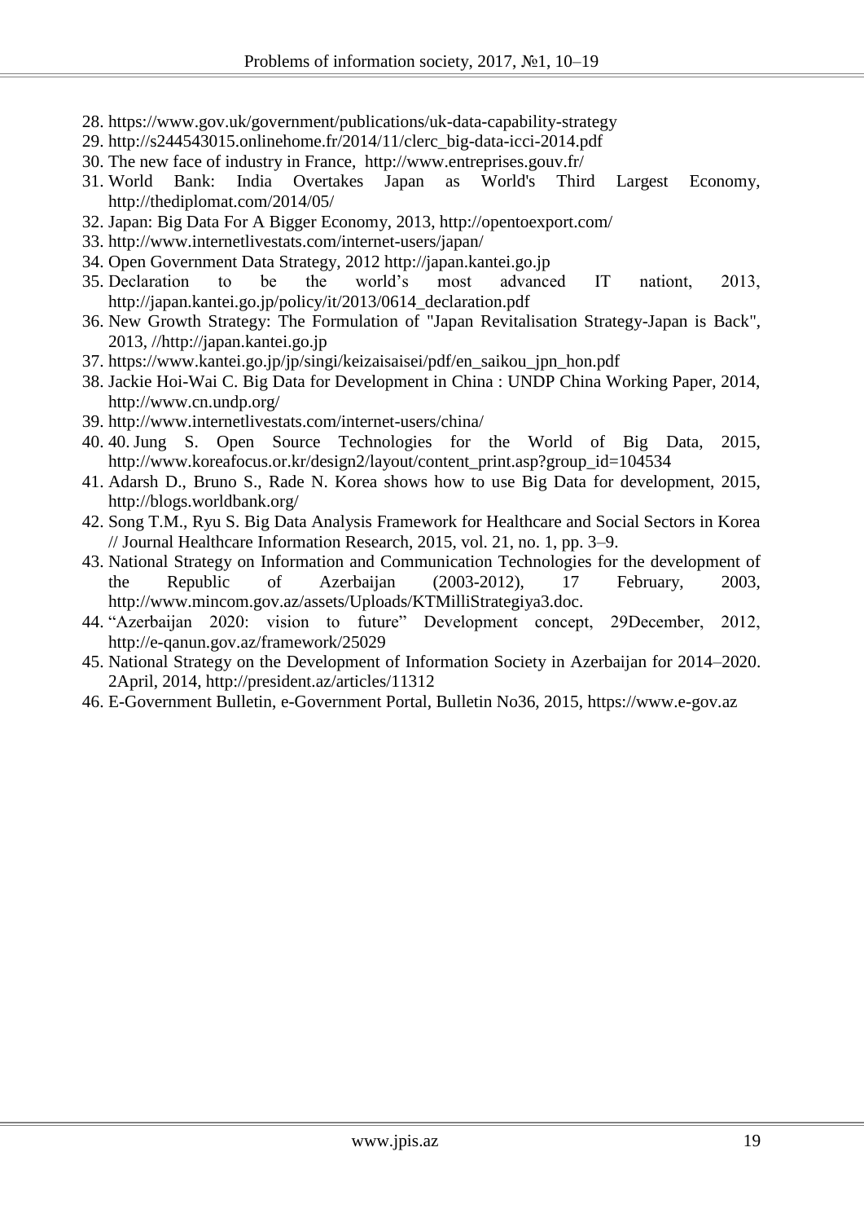28. https://www.gov.uk/government/publications/uk-data-capability-strategy
29. http://s244543015.onlinehome.fr/2014/11/clerc_big-data-icci-2014.pdf
30. The new face of industry in France, http://www.entreprises.gouv.fr/
31. World Bank: India Overtakes Japan as World's Third Largest Economy, http://thediplomat.com/2014/05/
32. Japan: Big Data For A Bigger Economy, 2013, http://opentoexport.com/
33. http://www.internetlivestats.com/internet-users/japan/
34. Open Government Data Strategy, 2012 http://japan.kantei.go.jp
35. Declaration to be the world's most advanced IT nationt, 2013, http://japan.kantei.go.jp/policy/it/2013/0614_declaration.pdf
36. New Growth Strategy: The Formulation of "Japan Revitalisation Strategy-Japan is Back", 2013, //http://japan.kantei.go.jp
37. https://www.kantei.go.jp/jp/singi/keizaisaisei/pdf/en_saikou_jpn_hon.pdf
38. Jackie Hoi-Wai C. Big Data for Development in China : UNDP China Working Paper, 2014, http://www.cn.undp.org/
39. http://www.internetlivestats.com/internet-users/china/
40. 40. Jung S. Open Source Technologies for the World of Big Data, 2015, http://www.koreafocus.or.kr/design2/layout/content_print.asp?group_id=104534
41. Adarsh D., Bruno S., Rade N. Korea shows how to use Big Data for development, 2015, http://blogs.worldbank.org/
42. Song T.M., Ryu S. Big Data Analysis Framework for Healthcare and Social Sectors in Korea // Journal Healthcare Information Research, 2015, vol. 21, no. 1, pp. 3–9.
43. National Strategy on Information and Communication Technologies for the development of the Republic of Azerbaijan (2003-2012), 17 February, 2003, http://www.mincom.gov.az/assets/Uploads/KTMilliStrategiya3.doc.
44. "Azerbaijan 2020: vision to future" Development concept, 29December, 2012, http://e-qanun.gov.az/framework/25029
45. National Strategy on the Development of Information Society in Azerbaijan for 2014–2020. 2April, 2014, http://president.az/articles/11312
46. E-Government Bulletin, e-Government Portal, Bulletin No36, 2015, https://www.e-gov.az